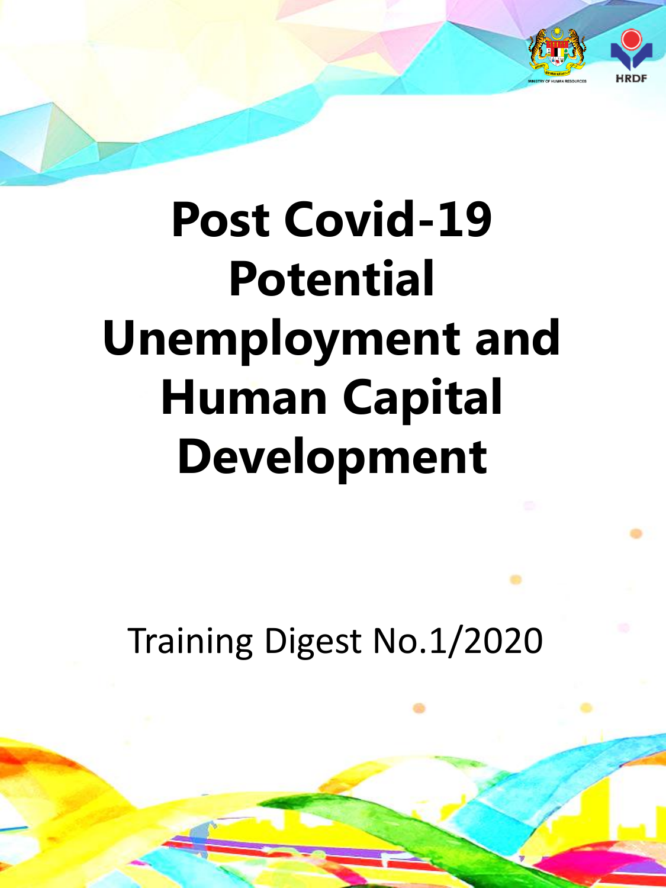MINISTRY OF HUMAN RESOURCES

HRDF

# Post Covid-19 Potential Unemployment and Human Capital Development

Training Digest No.1/2020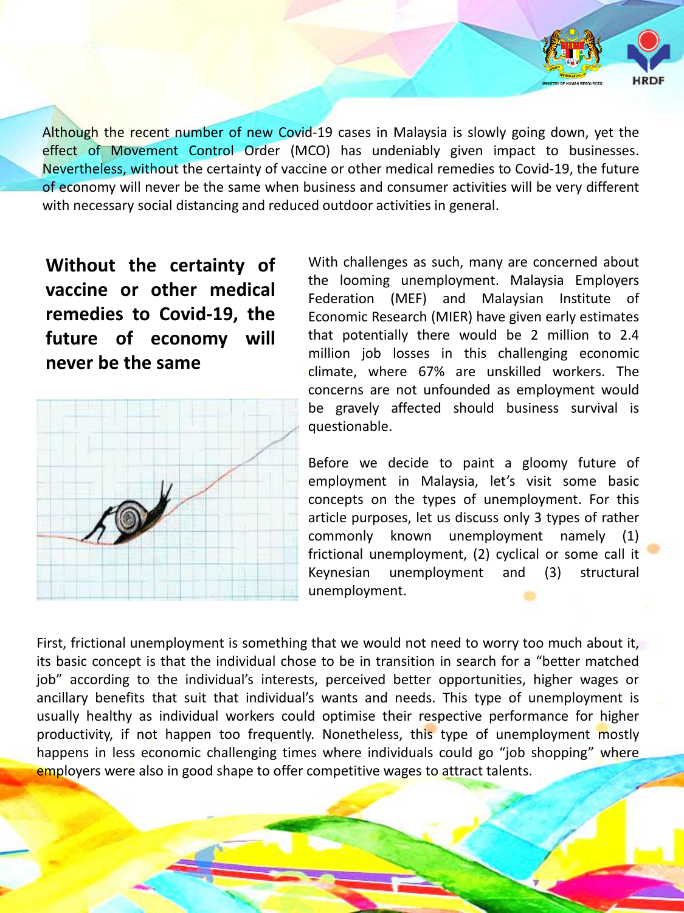Although the recent number of new Covid-19 cases in Malaysia is slowly going down, yet the effect of Movement Control Order (MCO) has undeniably given impact to businesses. Nevertheless, without the certainty of vaccine or other medical remedies to Covid-19, the future of economy will never be the same when business and consumer activities will be very different with necessary social distancing and reduced outdoor activities in general.

**Without the certainty of vaccine or other medical remedies to Covid-19, the future of economy will never be the same**

With challenges as such, many are concerned about the looming unemployment. Malaysia Employers Federation (MEF) and Malaysian Institute of Economic Research (MIER) have given early estimates that potentially there would be 2 million to 2.4 million job losses in this challenging economic climate, where 67% are unskilled workers. The concerns are not unfounded as employment would be gravely affected should business survival is questionable.

Before we decide to paint a gloomy future of employment in Malaysia, let's visit some basic concepts on the types of unemployment. For this article purposes, let us discuss only 3 types of rather commonly known unemployment namely (1) frictional unemployment, (2) cyclical or some call it Keynesian unemployment and (3) structural unemployment.

First, frictional unemployment is something that we would not need to worry too much about it, its basic concept is that the individual chose to be in transition in search for a "better matched job" according to the individual's interests, perceived better opportunities, higher wages or ancillary benefits that suit that individual's wants and needs. This type of unemployment is usually healthy as individual workers could optimise their respective performance for higher productivity, if not happen too frequently. Nonetheless, this type of unemployment mostly happens in less economic challenging times where individuals could go "job shopping" where employers were also in good shape to offer competitive wages to attract talents.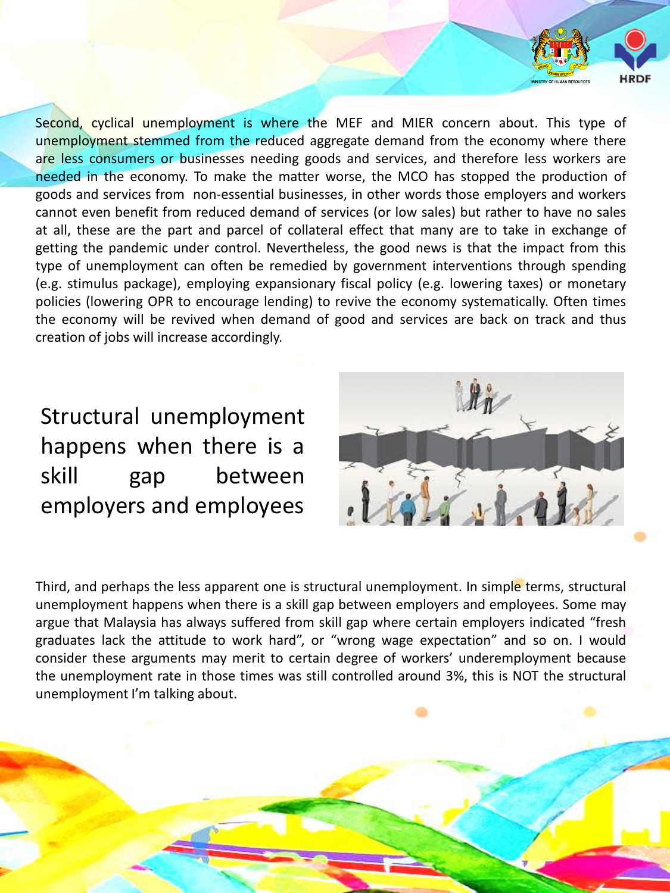Second, cyclical unemployment is where the MEF and MIER concern about. This type of unemployment stemmed from the reduced aggregate demand from the economy where there are less consumers or businesses needing goods and services, and therefore less workers are needed in the economy. To make the matter worse, the MCO has stopped the production of goods and services from non-essential businesses, in other words those employers and workers cannot even benefit from reduced demand of services (or low sales) but rather to have no sales at all, these are the part and parcel of collateral effect that many are to take in exchange of getting the pandemic under control. Nevertheless, the good news is that the impact from this type of unemployment can often be remedied by government interventions through spending (e.g. stimulus package), employing expansionary fiscal policy (e.g. lowering taxes) or monetary policies (lowering OPR to encourage lending) to revive the economy systematically. Often times the economy will be revived when demand of good and services are back on track and thus creation of jobs will increase accordingly.

## Structural unemployment happens when there is a skill gap between employers and employees

Third, and perhaps the less apparent one is structural unemployment. In simple terms, structural unemployment happens when there is a skill gap between employers and employees. Some may argue that Malaysia has always suffered from skill gap where certain employers indicated “fresh graduates lack the attitude to work hard”, or “wrong wage expectation” and so on. I would consider these arguments may merit to certain degree of workers’ underemployment because the unemployment rate in those times was still controlled around 3%, this is NOT the structural unemployment I’m talking about.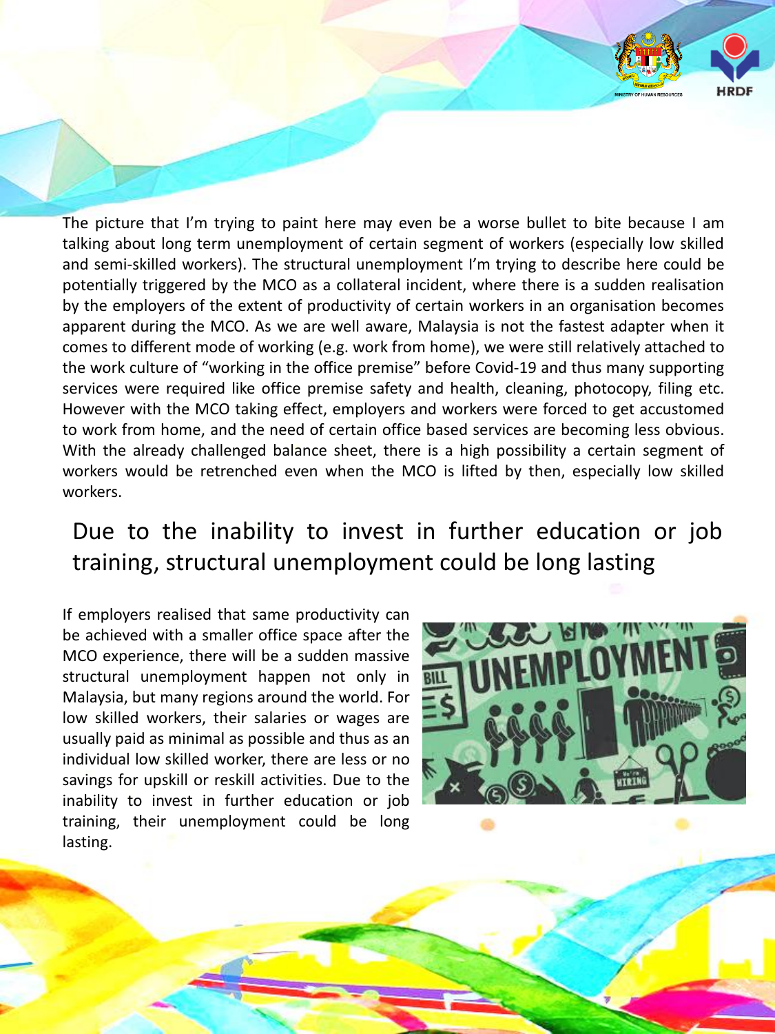The picture that I'm trying to paint here may even be a worse bullet to bite because I am talking about long term unemployment of certain segment of workers (especially low skilled and semi-skilled workers). The structural unemployment I'm trying to describe here could be potentially triggered by the MCO as a collateral incident, where there is a sudden realisation by the employers of the extent of productivity of certain workers in an organisation becomes apparent during the MCO. As we are well aware, Malaysia is not the fastest adapter when it comes to different mode of working (e.g. work from home), we were still relatively attached to the work culture of "working in the office premise" before Covid-19 and thus many supporting services were required like office premise safety and health, cleaning, photocopy, filing etc. However with the MCO taking effect, employers and workers were forced to get accustomed to work from home, and the need of certain office based services are becoming less obvious. With the already challenged balance sheet, there is a high possibility a certain segment of workers would be retrenched even when the MCO is lifted by then, especially low skilled workers.

## Due to the inability to invest in further education or job training, structural unemployment could be long lasting

If employers realised that same productivity can be achieved with a smaller office space after the MCO experience, there will be a sudden massive structural unemployment happen not only in Malaysia, but many regions around the world. For low skilled workers, their salaries or wages are usually paid as minimal as possible and thus as an individual low skilled worker, there are less or no savings for upskill or reskill activities. Due to the inability to invest in further education or job training, their unemployment could be long lasting.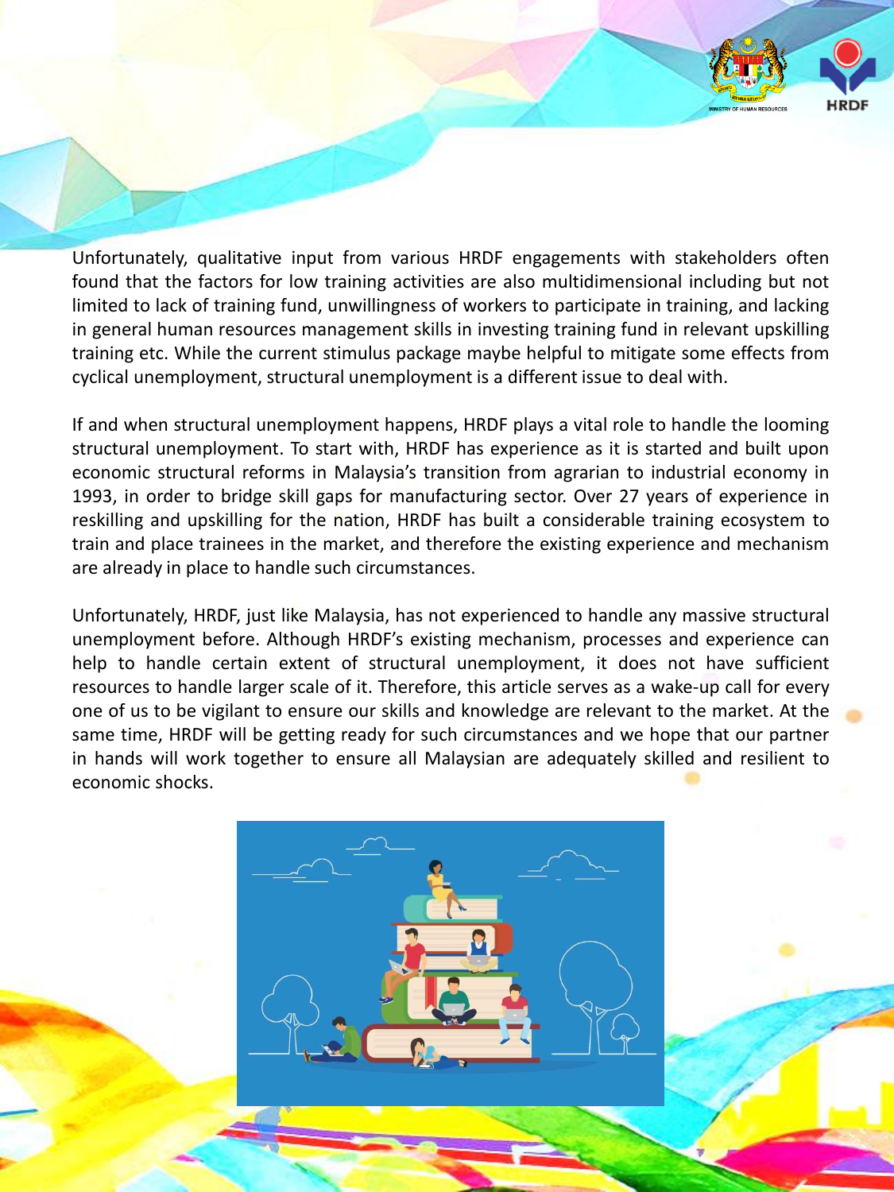Unfortunately, qualitative input from various HRDF engagements with stakeholders often found that the factors for low training activities are also multidimensional including but not limited to lack of training fund, unwillingness of workers to participate in training, and lacking in general human resources management skills in investing training fund in relevant upskilling training etc. While the current stimulus package maybe helpful to mitigate some effects from cyclical unemployment, structural unemployment is a different issue to deal with.

If and when structural unemployment happens, HRDF plays a vital role to handle the looming structural unemployment. To start with, HRDF has experience as it is started and built upon economic structural reforms in Malaysia's transition from agrarian to industrial economy in 1993, in order to bridge skill gaps for manufacturing sector. Over 27 years of experience in reskilling and upskilling for the nation, HRDF has built a considerable training ecosystem to train and place trainees in the market, and therefore the existing experience and mechanism are already in place to handle such circumstances.

Unfortunately, HRDF, just like Malaysia, has not experienced to handle any massive structural unemployment before. Although HRDF's existing mechanism, processes and experience can help to handle certain extent of structural unemployment, it does not have sufficient resources to handle larger scale of it. Therefore, this article serves as a wake-up call for every one of us to be vigilant to ensure our skills and knowledge are relevant to the market. At the same time, HRDF will be getting ready for such circumstances and we hope that our partner in hands will work together to ensure all Malaysian are adequately skilled and resilient to economic shocks.